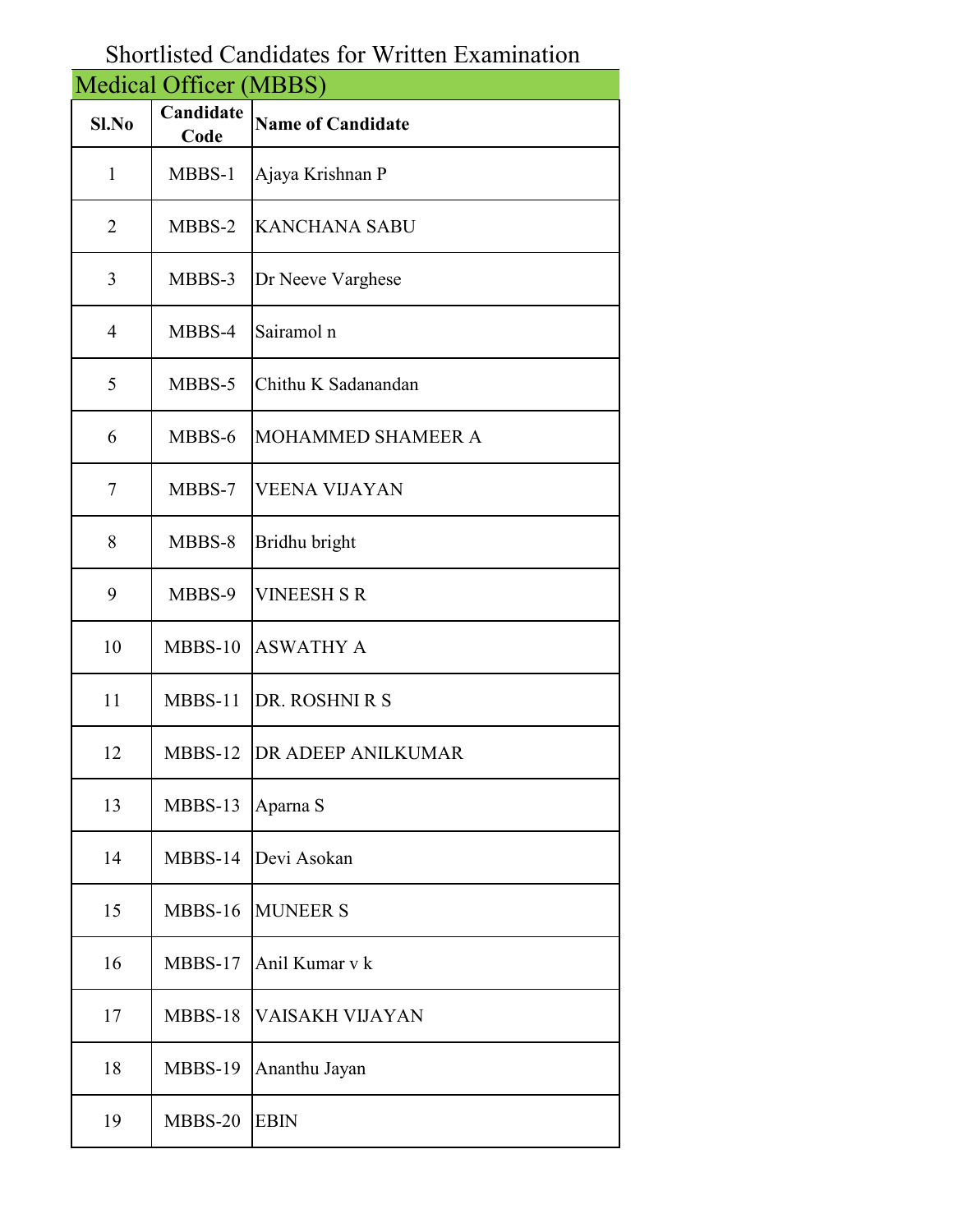# Shortlisted Candidates for Written Examination

## Medical Officer (MBBS)

| Sl.No | Candidate Code | Name of Candidate |
|---|---|---|
| 1 | MBBS-1 | Ajaya Krishnan P |
| 2 | MBBS-2 | KANCHANA SABU |
| 3 | MBBS-3 | Dr Neeve Varghese |
| 4 | MBBS-4 | Sairamol n |
| 5 | MBBS-5 | Chithu K Sadanandan |
| 6 | MBBS-6 | MOHAMMED SHAMEER A |
| 7 | MBBS-7 | VEENA VIJAYAN |
| 8 | MBBS-8 | Bridhu bright |
| 9 | MBBS-9 | VINEESH S R |
| 10 | MBBS-10 | ASWATHY A |
| 11 | MBBS-11 | DR. ROSHNI R S |
| 12 | MBBS-12 | DR ADEEP ANILKUMAR |
| 13 | MBBS-13 | Aparna S |
| 14 | MBBS-14 | Devi Asokan |
| 15 | MBBS-16 | MUNEER S |
| 16 | MBBS-17 | Anil Kumar v k |
| 17 | MBBS-18 | VAISAKH VIJAYAN |
| 18 | MBBS-19 | Ananthu Jayan |
| 19 | MBBS-20 | EBIN |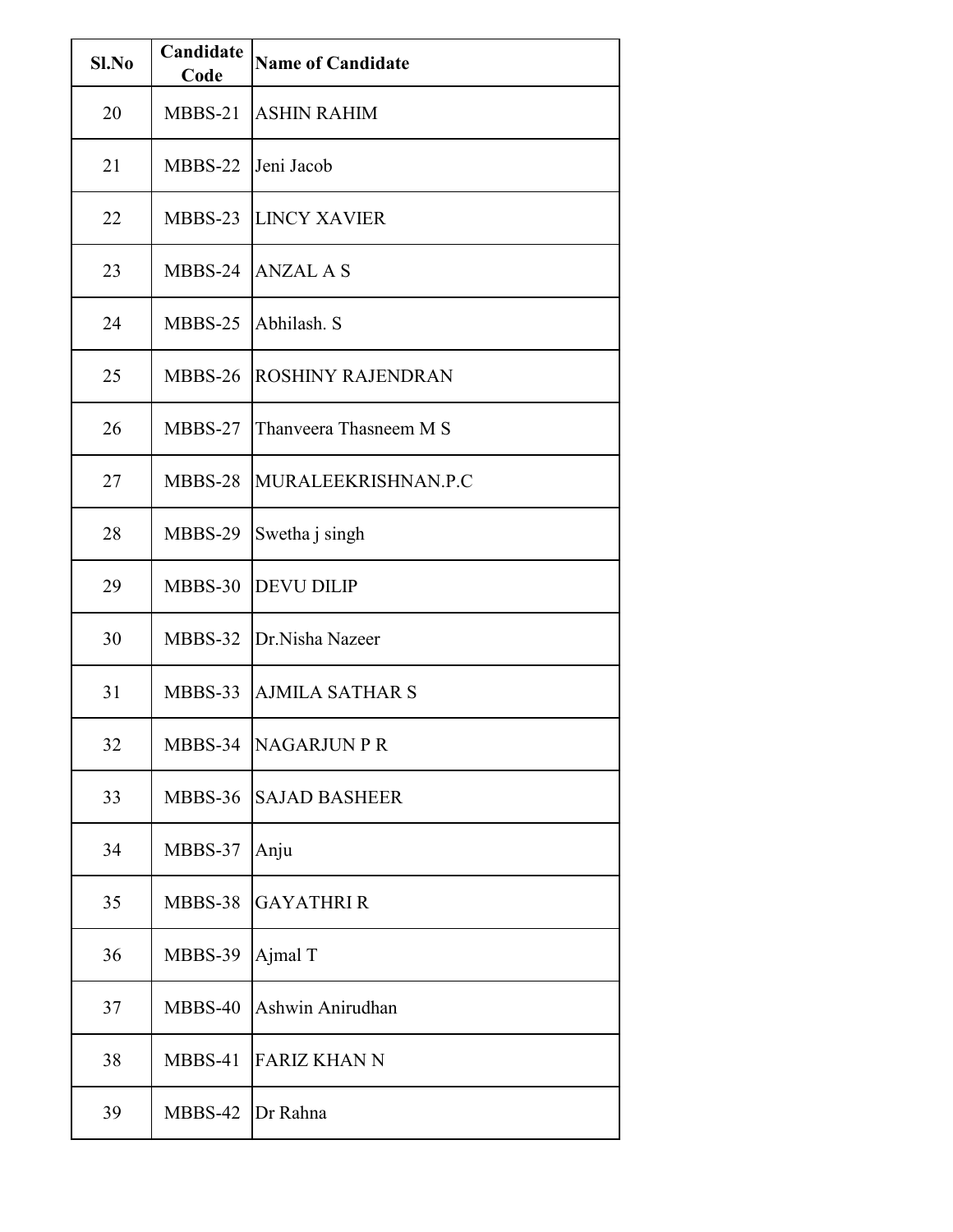| Sl.No | Candidate Code | Name of Candidate |
| --- | --- | --- |
| 20 | MBBS-21 | ASHIN RAHIM |
| 21 | MBBS-22 | Jeni Jacob |
| 22 | MBBS-23 | LINCY XAVIER |
| 23 | MBBS-24 | ANZAL A S |
| 24 | MBBS-25 | Abhilash. S |
| 25 | MBBS-26 | ROSHINY RAJENDRAN |
| 26 | MBBS-27 | Thanveera Thasneem M S |
| 27 | MBBS-28 | MURALEEKRISHNAN.P.C |
| 28 | MBBS-29 | Swetha j singh |
| 29 | MBBS-30 | DEVU DILIP |
| 30 | MBBS-32 | Dr.Nisha Nazeer |
| 31 | MBBS-33 | AJMILA SATHAR S |
| 32 | MBBS-34 | NAGARJUN P R |
| 33 | MBBS-36 | SAJAD BASHEER |
| 34 | MBBS-37 | Anju |
| 35 | MBBS-38 | GAYATHRI R |
| 36 | MBBS-39 | Ajmal T |
| 37 | MBBS-40 | Ashwin Anirudhan |
| 38 | MBBS-41 | FARIZ KHAN N |
| 39 | MBBS-42 | Dr Rahna |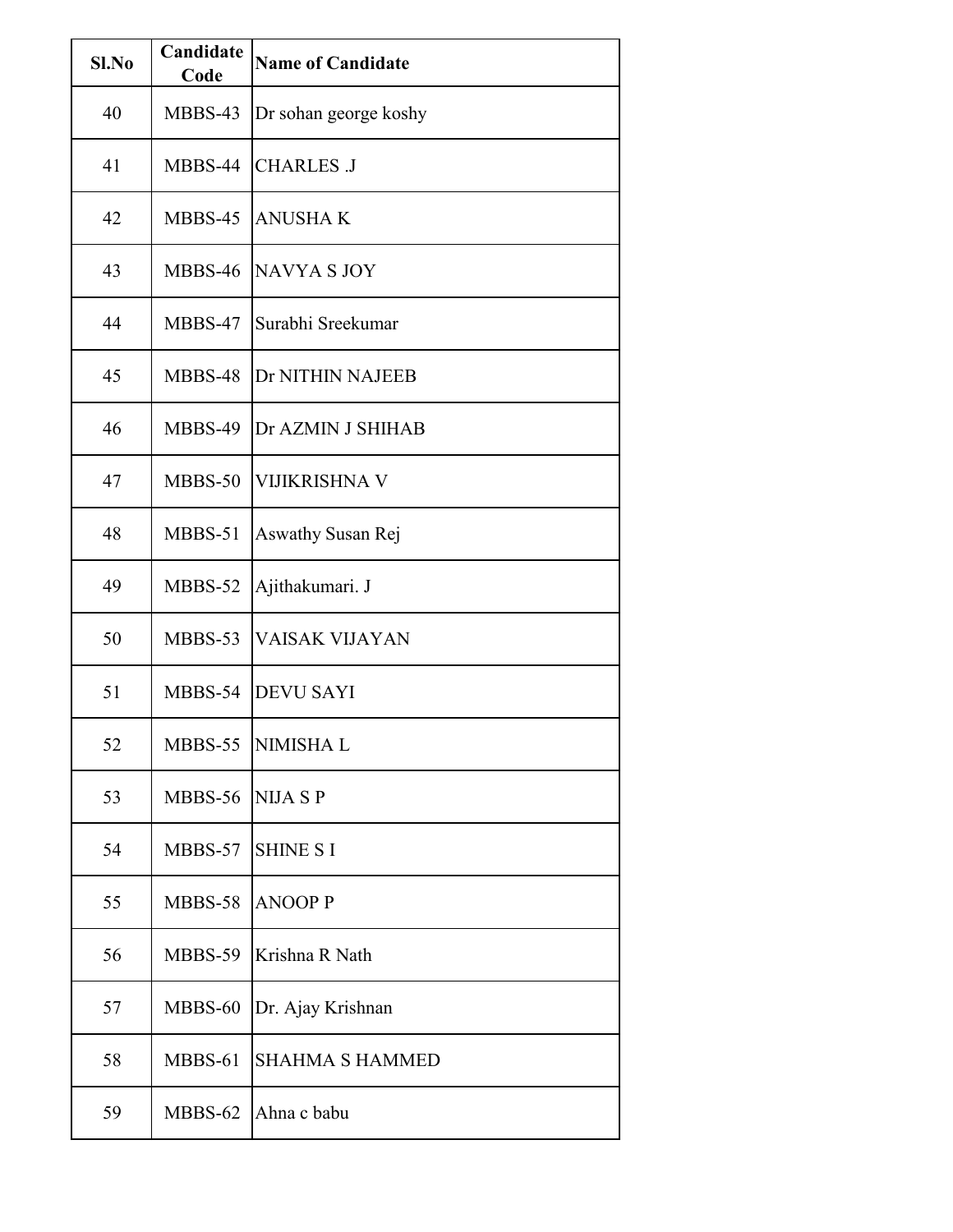| Sl.No | Candidate Code | Name of Candidate |
|---|---|---|
| 40 | MBBS-43 | Dr sohan george koshy |
| 41 | MBBS-44 | CHARLES .J |
| 42 | MBBS-45 | ANUSHA K |
| 43 | MBBS-46 | NAVYA S JOY |
| 44 | MBBS-47 | Surabhi Sreekumar |
| 45 | MBBS-48 | Dr NITHIN NAJEEB |
| 46 | MBBS-49 | Dr AZMIN J SHIHAB |
| 47 | MBBS-50 | VIJIKRISHNA V |
| 48 | MBBS-51 | Aswathy Susan Rej |
| 49 | MBBS-52 | Ajithakumari. J |
| 50 | MBBS-53 | VAISAK VIJAYAN |
| 51 | MBBS-54 | DEVU SAYI |
| 52 | MBBS-55 | NIMISHA L |
| 53 | MBBS-56 | NIJA S P |
| 54 | MBBS-57 | SHINE S I |
| 55 | MBBS-58 | ANOOP P |
| 56 | MBBS-59 | Krishna R Nath |
| 57 | MBBS-60 | Dr. Ajay Krishnan |
| 58 | MBBS-61 | SHAHMA S HAMMED |
| 59 | MBBS-62 | Ahna c babu |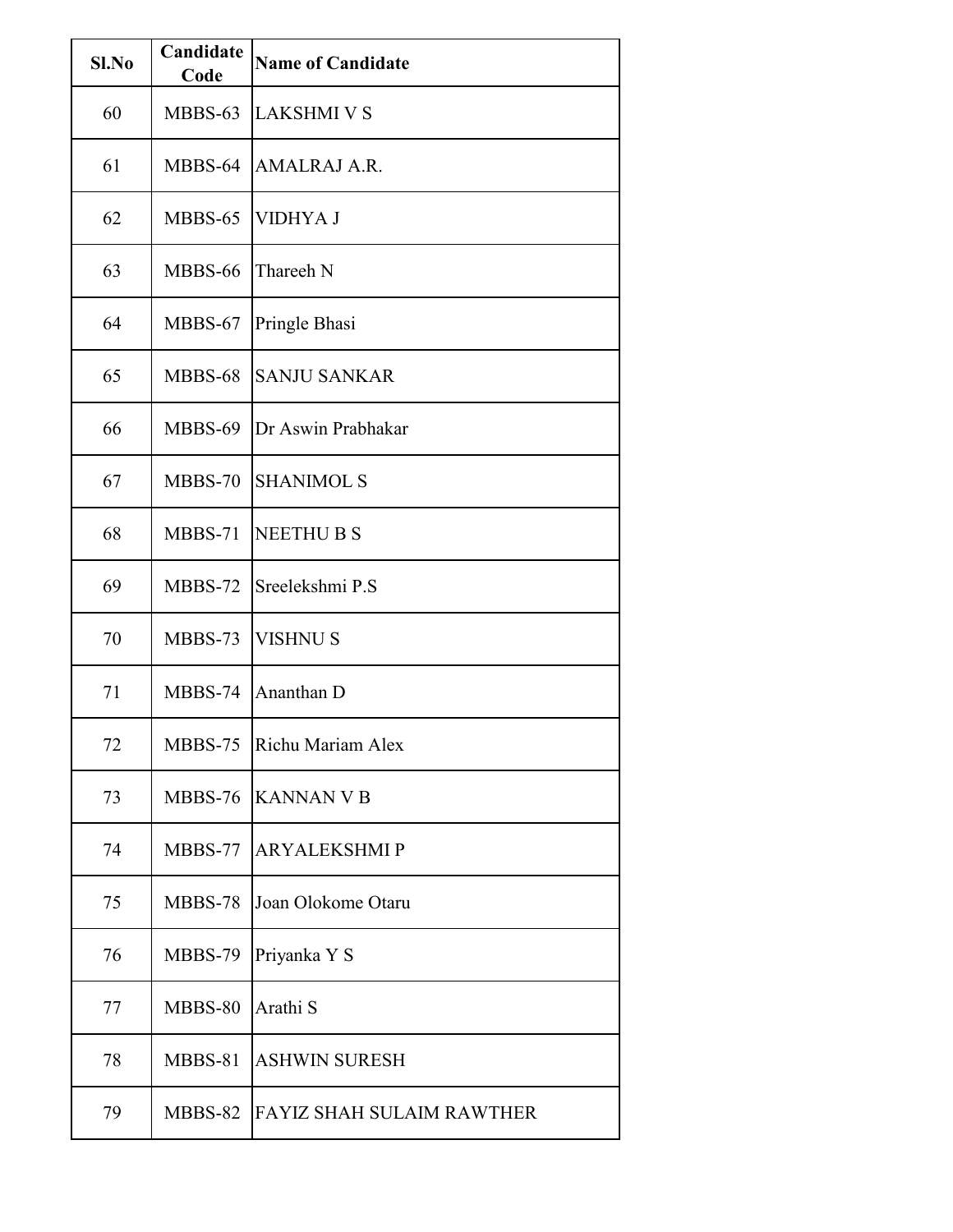| Sl.No | Candidate Code | Name of Candidate |
|---|---|---|
| 60 | MBBS-63 | LAKSHMI V S |
| 61 | MBBS-64 | AMALRAJ A.R. |
| 62 | MBBS-65 | VIDHYA J |
| 63 | MBBS-66 | Thareeh N |
| 64 | MBBS-67 | Pringle Bhasi |
| 65 | MBBS-68 | SANJU SANKAR |
| 66 | MBBS-69 | Dr Aswin Prabhakar |
| 67 | MBBS-70 | SHANIMOL S |
| 68 | MBBS-71 | NEETHU B S |
| 69 | MBBS-72 | Sreelekshmi P.S |
| 70 | MBBS-73 | VISHNU S |
| 71 | MBBS-74 | Ananthan D |
| 72 | MBBS-75 | Richu Mariam Alex |
| 73 | MBBS-76 | KANNAN V B |
| 74 | MBBS-77 | ARYALEKSHMI P |
| 75 | MBBS-78 | Joan Olokome Otaru |
| 76 | MBBS-79 | Priyanka Y S |
| 77 | MBBS-80 | Arathi S |
| 78 | MBBS-81 | ASHWIN SURESH |
| 79 | MBBS-82 | FAYIZ SHAH SULAIM RAWTHER |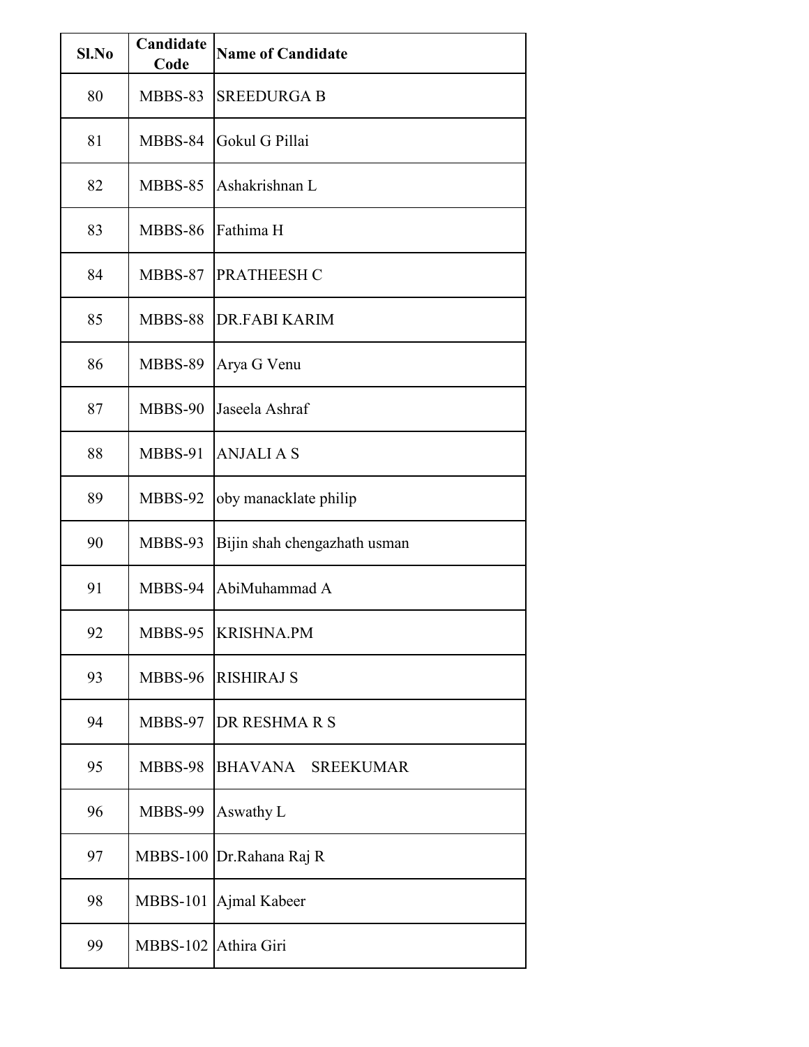| Sl.No | Candidate Code | Name of Candidate |
|---|---|---|
| 80 | MBBS-83 | SREEDURGA B |
| 81 | MBBS-84 | Gokul G Pillai |
| 82 | MBBS-85 | Ashakrishnan L |
| 83 | MBBS-86 | Fathima H |
| 84 | MBBS-87 | PRATHEESH C |
| 85 | MBBS-88 | DR.FABI KARIM |
| 86 | MBBS-89 | Arya G Venu |
| 87 | MBBS-90 | Jaseela Ashraf |
| 88 | MBBS-91 | ANJALI A S |
| 89 | MBBS-92 | oby manacklate philip |
| 90 | MBBS-93 | Bijin shah chengazhath usman |
| 91 | MBBS-94 | AbiMuhammad A |
| 92 | MBBS-95 | KRISHNA.PM |
| 93 | MBBS-96 | RISHIRAJ S |
| 94 | MBBS-97 | DR RESHMA R S |
| 95 | MBBS-98 | BHAVANA SREEKUMAR |
| 96 | MBBS-99 | Aswathy L |
| 97 | MBBS-100 | Dr.Rahana Raj R |
| 98 | MBBS-101 | Ajmal Kabeer |
| 99 | MBBS-102 | Athira Giri |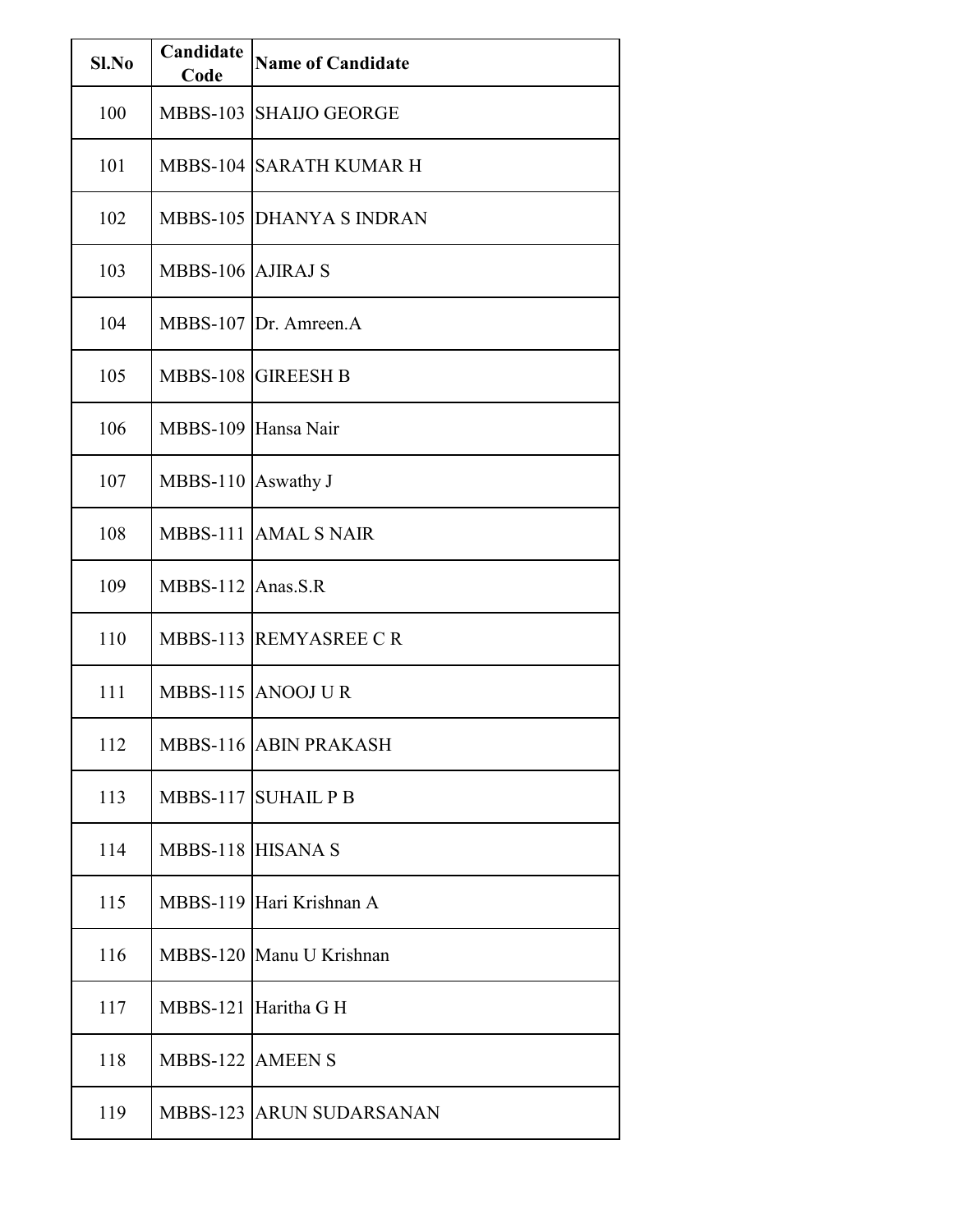| Sl.No | Candidate Code | Name of Candidate |
|---|---|---|
| 100 | MBBS-103 | SHAIJO GEORGE |
| 101 | MBBS-104 | SARATH KUMAR H |
| 102 | MBBS-105 | DHANYA S INDRAN |
| 103 | MBBS-106 | AJIRAJ S |
| 104 | MBBS-107 | Dr. Amreen.A |
| 105 | MBBS-108 | GIREESH B |
| 106 | MBBS-109 | Hansa Nair |
| 107 | MBBS-110 | Aswathy J |
| 108 | MBBS-111 | AMAL S NAIR |
| 109 | MBBS-112 | Anas.S.R |
| 110 | MBBS-113 | REMYASREE C R |
| 111 | MBBS-115 | ANOOJ U R |
| 112 | MBBS-116 | ABIN PRAKASH |
| 113 | MBBS-117 | SUHAIL P B |
| 114 | MBBS-118 | HISANA S |
| 115 | MBBS-119 | Hari Krishnan A |
| 116 | MBBS-120 | Manu U Krishnan |
| 117 | MBBS-121 | Haritha G H |
| 118 | MBBS-122 | AMEEN S |
| 119 | MBBS-123 | ARUN SUDARSANAN |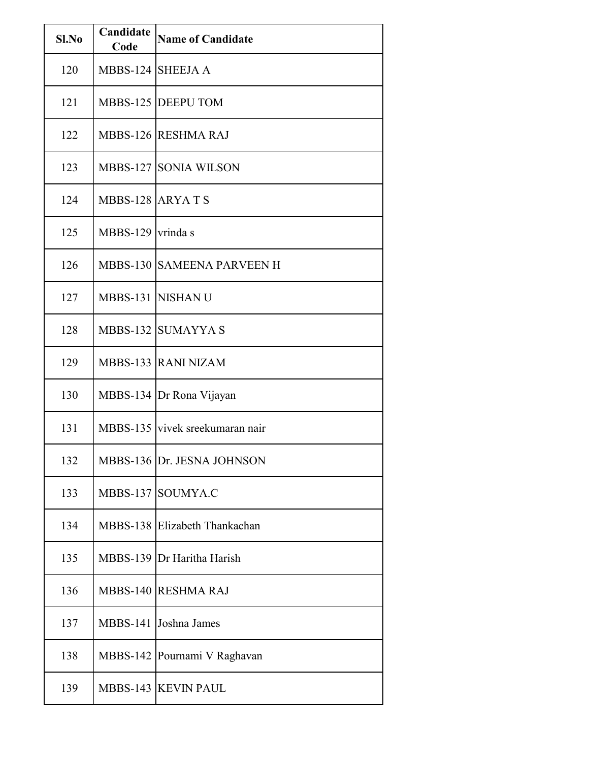| Sl.No | Candidate Code | Name of Candidate |
|---|---|---|
| 120 | MBBS-124 | SHEEJA A |
| 121 | MBBS-125 | DEEPU TOM |
| 122 | MBBS-126 | RESHMA RAJ |
| 123 | MBBS-127 | SONIA WILSON |
| 124 | MBBS-128 | ARYA T S |
| 125 | MBBS-129 | vrinda s |
| 126 | MBBS-130 | SAMEENA PARVEEN H |
| 127 | MBBS-131 | NISHAN U |
| 128 | MBBS-132 | SUMAYYA S |
| 129 | MBBS-133 | RANI NIZAM |
| 130 | MBBS-134 | Dr Rona Vijayan |
| 131 | MBBS-135 | vivek sreekumaran nair |
| 132 | MBBS-136 | Dr. JESNA JOHNSON |
| 133 | MBBS-137 | SOUMYA.C |
| 134 | MBBS-138 | Elizabeth Thankachan |
| 135 | MBBS-139 | Dr Haritha Harish |
| 136 | MBBS-140 | RESHMA RAJ |
| 137 | MBBS-141 | Joshna James |
| 138 | MBBS-142 | Pournami V Raghavan |
| 139 | MBBS-143 | KEVIN PAUL |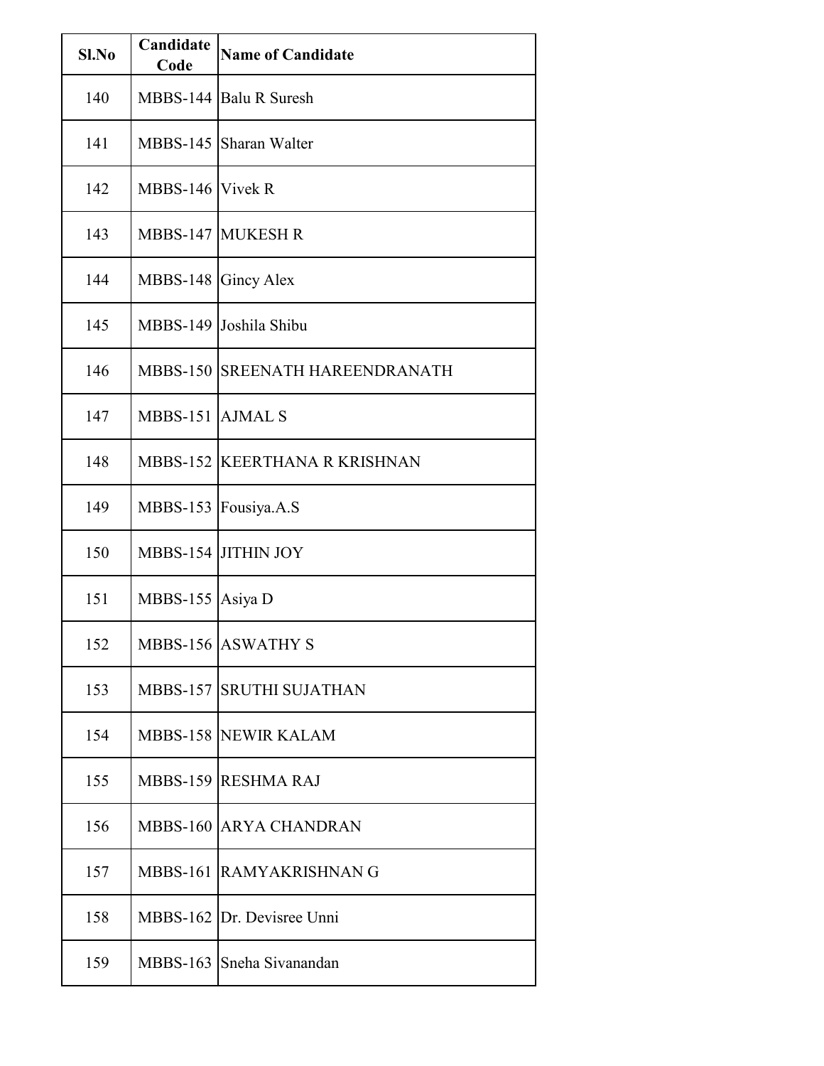| Sl.No | Candidate Code | Name of Candidate |
|---|---|---|
| 140 | MBBS-144 | Balu R Suresh |
| 141 | MBBS-145 | Sharan Walter |
| 142 | MBBS-146 | Vivek R |
| 143 | MBBS-147 | MUKESH R |
| 144 | MBBS-148 | Gincy Alex |
| 145 | MBBS-149 | Joshila Shibu |
| 146 | MBBS-150 | SREENATH HAREENDRANATH |
| 147 | MBBS-151 | AJMAL S |
| 148 | MBBS-152 | KEERTHANA R KRISHNAN |
| 149 | MBBS-153 | Fousiya.A.S |
| 150 | MBBS-154 | JITHIN JOY |
| 151 | MBBS-155 | Asiya D |
| 152 | MBBS-156 | ASWATHY S |
| 153 | MBBS-157 | SRUTHI SUJATHAN |
| 154 | MBBS-158 | NEWIR KALAM |
| 155 | MBBS-159 | RESHMA RAJ |
| 156 | MBBS-160 | ARYA CHANDRAN |
| 157 | MBBS-161 | RAMYAKRISHNAN G |
| 158 | MBBS-162 | Dr. Devisree Unni |
| 159 | MBBS-163 | Sneha Sivanandan |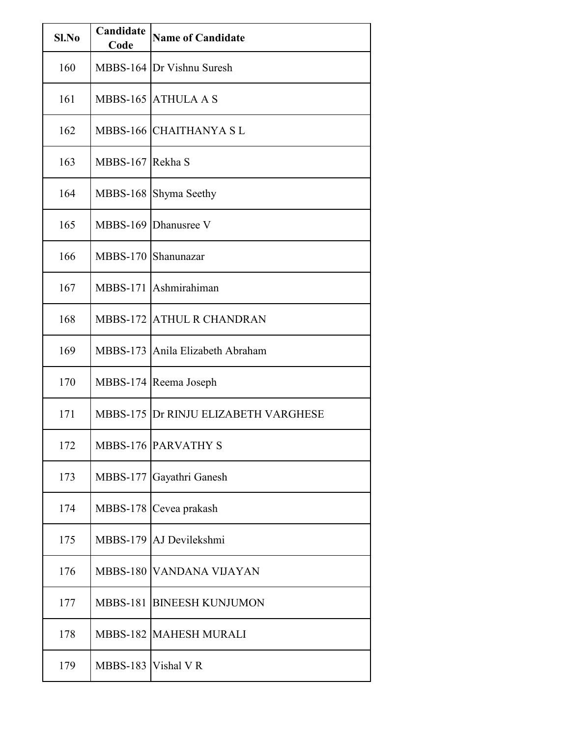| Sl.No | Candidate Code | Name of Candidate |
|---|---|---|
| 160 | MBBS-164 | Dr Vishnu Suresh |
| 161 | MBBS-165 | ATHULA A S |
| 162 | MBBS-166 | CHAITHANYA S L |
| 163 | MBBS-167 | Rekha S |
| 164 | MBBS-168 | Shyma Seethy |
| 165 | MBBS-169 | Dhanusree V |
| 166 | MBBS-170 | Shanunazar |
| 167 | MBBS-171 | Ashmirahiman |
| 168 | MBBS-172 | ATHUL R CHANDRAN |
| 169 | MBBS-173 | Anila Elizabeth Abraham |
| 170 | MBBS-174 | Reema Joseph |
| 171 | MBBS-175 | Dr RINJU ELIZABETH VARGHESE |
| 172 | MBBS-176 | PARVATHY S |
| 173 | MBBS-177 | Gayathri Ganesh |
| 174 | MBBS-178 | Cevea prakash |
| 175 | MBBS-179 | AJ Devilekshmi |
| 176 | MBBS-180 | VANDANA VIJAYAN |
| 177 | MBBS-181 | BINEESH KUNJUMON |
| 178 | MBBS-182 | MAHESH MURALI |
| 179 | MBBS-183 | Vishal V R |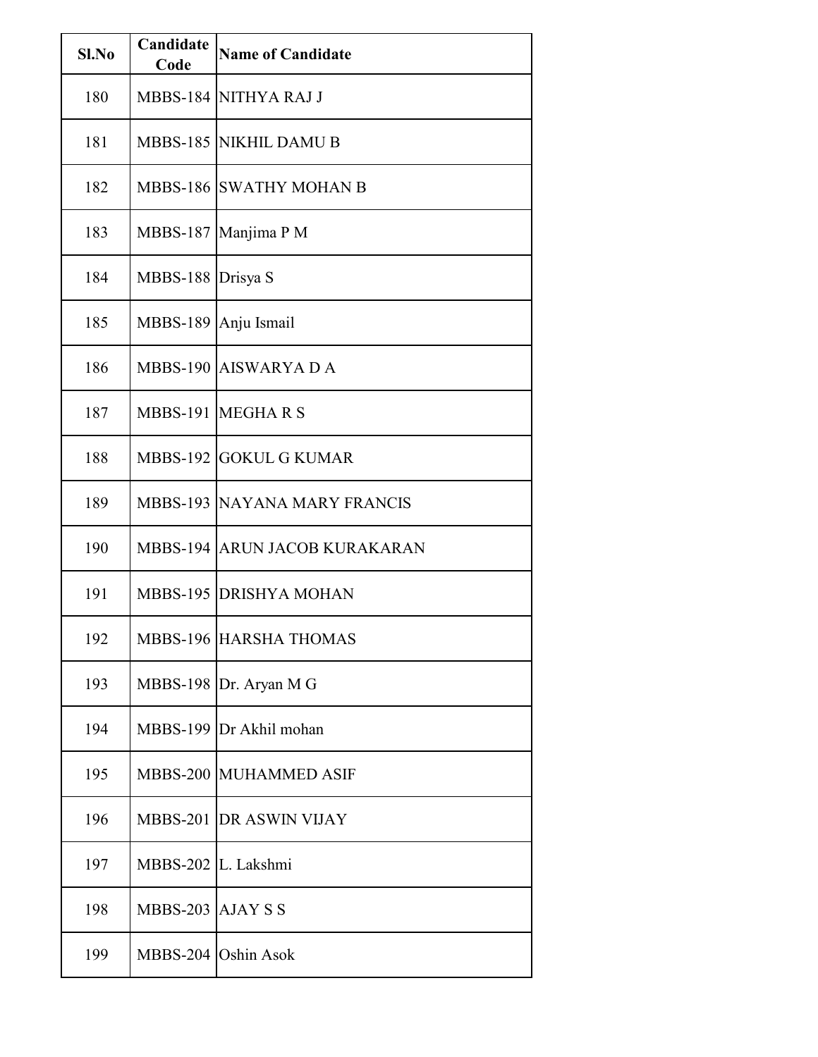| Sl.No | Candidate Code | Name of Candidate |
|---|---|---|
| 180 | MBBS-184 | NITHYA RAJ J |
| 181 | MBBS-185 | NIKHIL DAMU B |
| 182 | MBBS-186 | SWATHY MOHAN B |
| 183 | MBBS-187 | Manjima P M |
| 184 | MBBS-188 | Drisya S |
| 185 | MBBS-189 | Anju Ismail |
| 186 | MBBS-190 | AISWARYA D A |
| 187 | MBBS-191 | MEGHA R S |
| 188 | MBBS-192 | GOKUL G KUMAR |
| 189 | MBBS-193 | NAYANA MARY FRANCIS |
| 190 | MBBS-194 | ARUN JACOB KURAKARAN |
| 191 | MBBS-195 | DRISHYA MOHAN |
| 192 | MBBS-196 | HARSHA THOMAS |
| 193 | MBBS-198 | Dr. Aryan M G |
| 194 | MBBS-199 | Dr Akhil mohan |
| 195 | MBBS-200 | MUHAMMED ASIF |
| 196 | MBBS-201 | DR ASWIN VIJAY |
| 197 | MBBS-202 | L. Lakshmi |
| 198 | MBBS-203 | AJAY S S |
| 199 | MBBS-204 | Oshin Asok |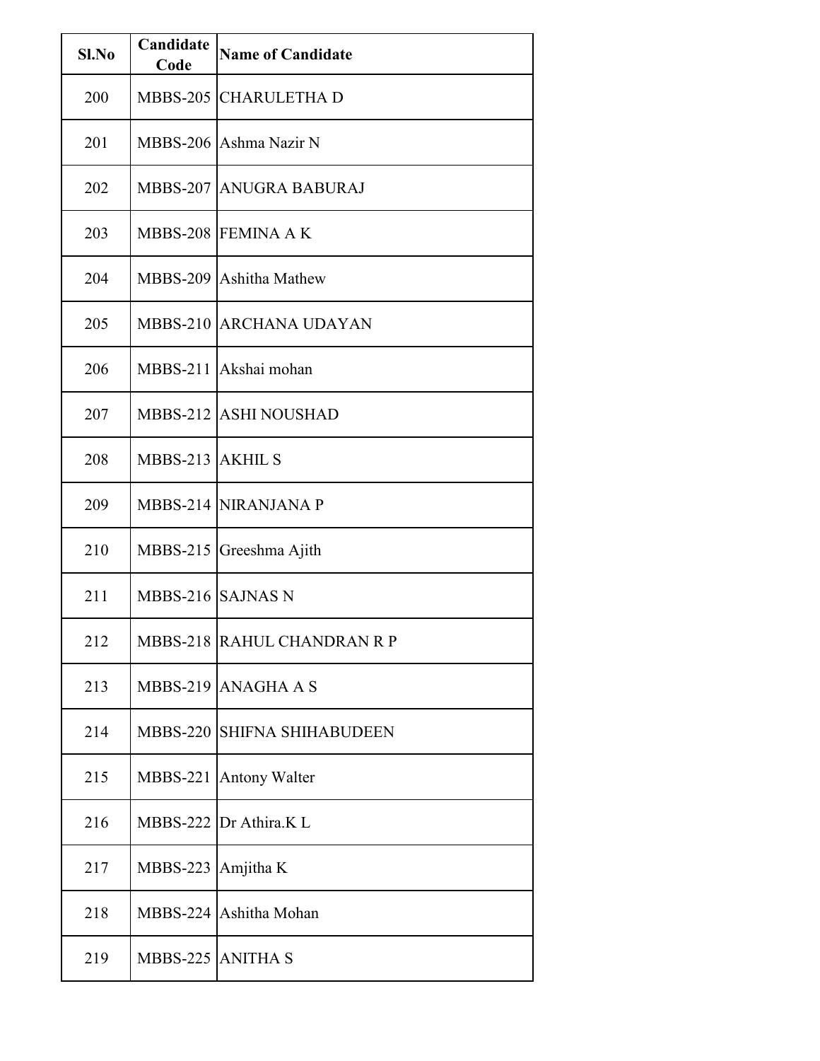| Sl.No | Candidate Code | Name of Candidate |
|---|---|---|
| 200 | MBBS-205 | CHARULETHA D |
| 201 | MBBS-206 | Ashma Nazir N |
| 202 | MBBS-207 | ANUGRA BABURAJ |
| 203 | MBBS-208 | FEMINA A K |
| 204 | MBBS-209 | Ashitha Mathew |
| 205 | MBBS-210 | ARCHANA UDAYAN |
| 206 | MBBS-211 | Akshai mohan |
| 207 | MBBS-212 | ASHI NOUSHAD |
| 208 | MBBS-213 | AKHIL S |
| 209 | MBBS-214 | NIRANJANA P |
| 210 | MBBS-215 | Greeshma Ajith |
| 211 | MBBS-216 | SAJNAS N |
| 212 | MBBS-218 | RAHUL CHANDRAN R P |
| 213 | MBBS-219 | ANAGHA A S |
| 214 | MBBS-220 | SHIFNA SHIHABUDEEN |
| 215 | MBBS-221 | Antony Walter |
| 216 | MBBS-222 | Dr Athira.K L |
| 217 | MBBS-223 | Amjitha K |
| 218 | MBBS-224 | Ashitha Mohan |
| 219 | MBBS-225 | ANITHA S |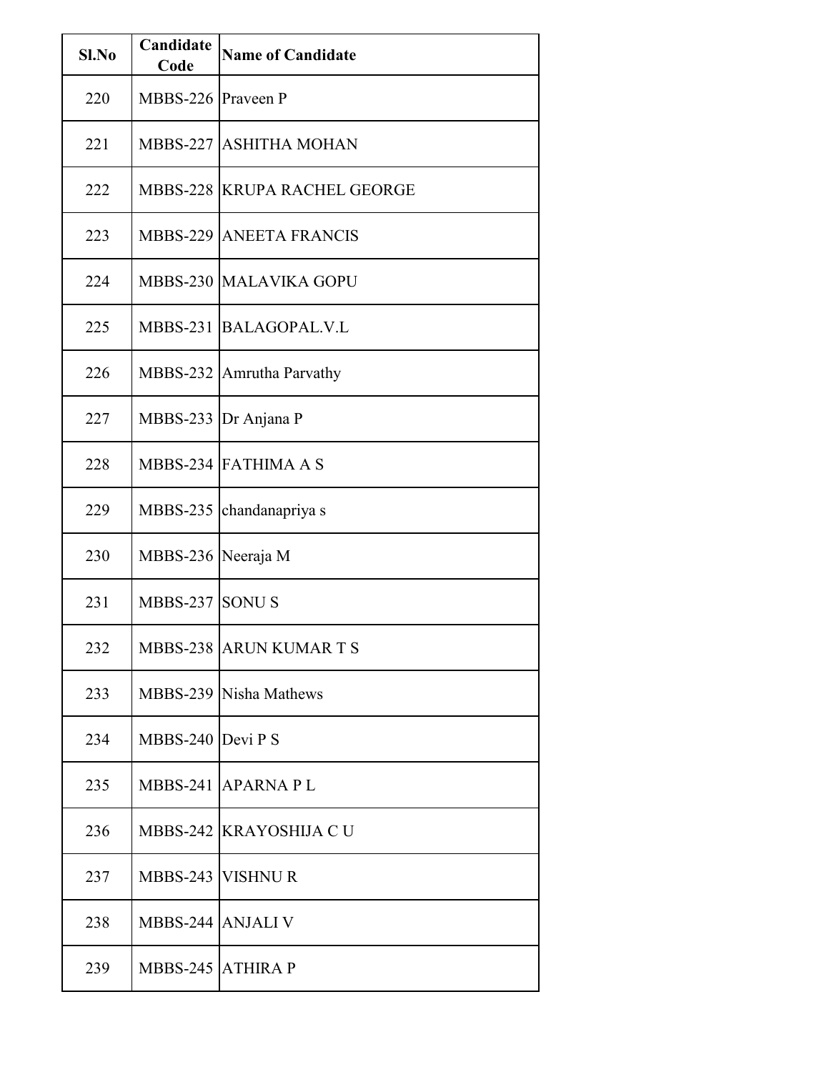| Sl.No | Candidate Code | Name of Candidate |
|---|---|---|
| 220 | MBBS-226 | Praveen P |
| 221 | MBBS-227 | ASHITHA MOHAN |
| 222 | MBBS-228 | KRUPA RACHEL GEORGE |
| 223 | MBBS-229 | ANEETA FRANCIS |
| 224 | MBBS-230 | MALAVIKA GOPU |
| 225 | MBBS-231 | BALAGOPAL.V.L |
| 226 | MBBS-232 | Amrutha Parvathy |
| 227 | MBBS-233 | Dr Anjana P |
| 228 | MBBS-234 | FATHIMA A S |
| 229 | MBBS-235 | chandanapriya s |
| 230 | MBBS-236 | Neeraja M |
| 231 | MBBS-237 | SONU S |
| 232 | MBBS-238 | ARUN KUMAR T S |
| 233 | MBBS-239 | Nisha Mathews |
| 234 | MBBS-240 | Devi P S |
| 235 | MBBS-241 | APARNA P L |
| 236 | MBBS-242 | KRAYOSHIJA C U |
| 237 | MBBS-243 | VISHNU R |
| 238 | MBBS-244 | ANJALI V |
| 239 | MBBS-245 | ATHIRA P |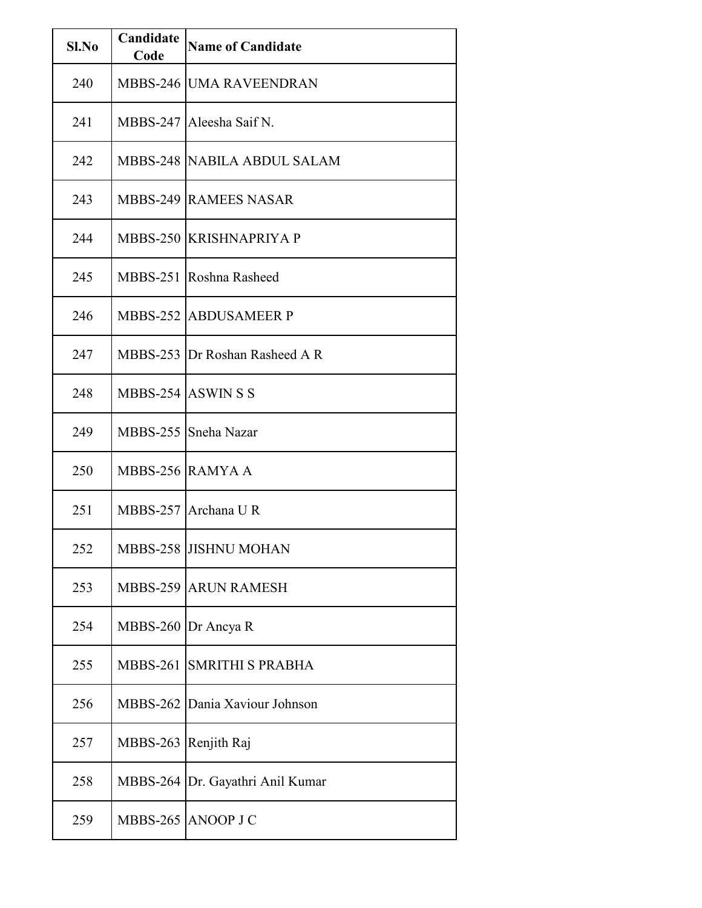| Sl.No | Candidate Code | Name of Candidate |
|---|---|---|
| 240 | MBBS-246 | UMA RAVEENDRAN |
| 241 | MBBS-247 | Aleesha Saif N. |
| 242 | MBBS-248 | NABILA ABDUL SALAM |
| 243 | MBBS-249 | RAMEES NASAR |
| 244 | MBBS-250 | KRISHNAPRIYA P |
| 245 | MBBS-251 | Roshna Rasheed |
| 246 | MBBS-252 | ABDUSAMEER P |
| 247 | MBBS-253 | Dr Roshan Rasheed A R |
| 248 | MBBS-254 | ASWIN S S |
| 249 | MBBS-255 | Sneha Nazar |
| 250 | MBBS-256 | RAMYA A |
| 251 | MBBS-257 | Archana U R |
| 252 | MBBS-258 | JISHNU MOHAN |
| 253 | MBBS-259 | ARUN RAMESH |
| 254 | MBBS-260 | Dr Ancya R |
| 255 | MBBS-261 | SMRITHI S PRABHA |
| 256 | MBBS-262 | Dania Xaviour Johnson |
| 257 | MBBS-263 | Renjith Raj |
| 258 | MBBS-264 | Dr. Gayathri Anil Kumar |
| 259 | MBBS-265 | ANOOP J C |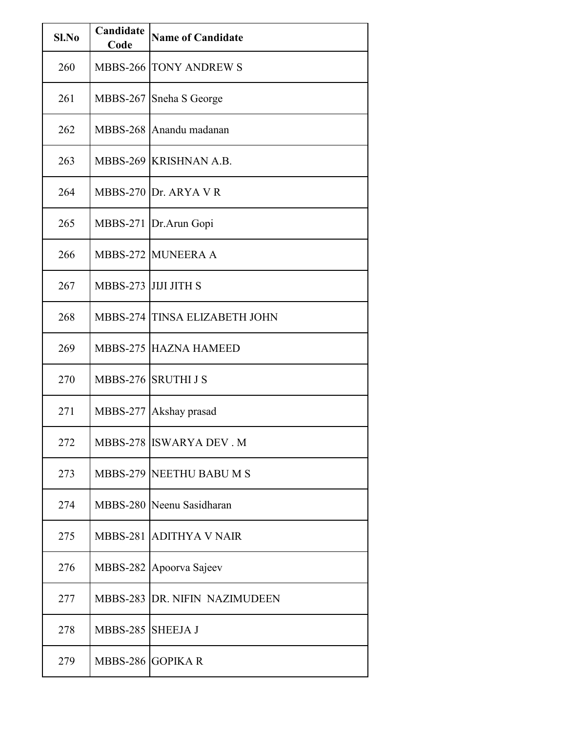| Sl.No | Candidate Code | Name of Candidate |
|---|---|---|
| 260 | MBBS-266 | TONY ANDREW S |
| 261 | MBBS-267 | Sneha S George |
| 262 | MBBS-268 | Anandu madanan |
| 263 | MBBS-269 | KRISHNAN A.B. |
| 264 | MBBS-270 | Dr. ARYA V R |
| 265 | MBBS-271 | Dr.Arun Gopi |
| 266 | MBBS-272 | MUNEERA A |
| 267 | MBBS-273 | JIJI JITH S |
| 268 | MBBS-274 | TINSA ELIZABETH JOHN |
| 269 | MBBS-275 | HAZNA HAMEED |
| 270 | MBBS-276 | SRUTHI J S |
| 271 | MBBS-277 | Akshay prasad |
| 272 | MBBS-278 | ISWARYA DEV . M |
| 273 | MBBS-279 | NEETHU BABU M S |
| 274 | MBBS-280 | Neenu Sasidharan |
| 275 | MBBS-281 | ADITHYA V NAIR |
| 276 | MBBS-282 | Apoorva Sajeev |
| 277 | MBBS-283 | DR. NIFIN NAZIMUDEEN |
| 278 | MBBS-285 | SHEEJA J |
| 279 | MBBS-286 | GOPIKA R |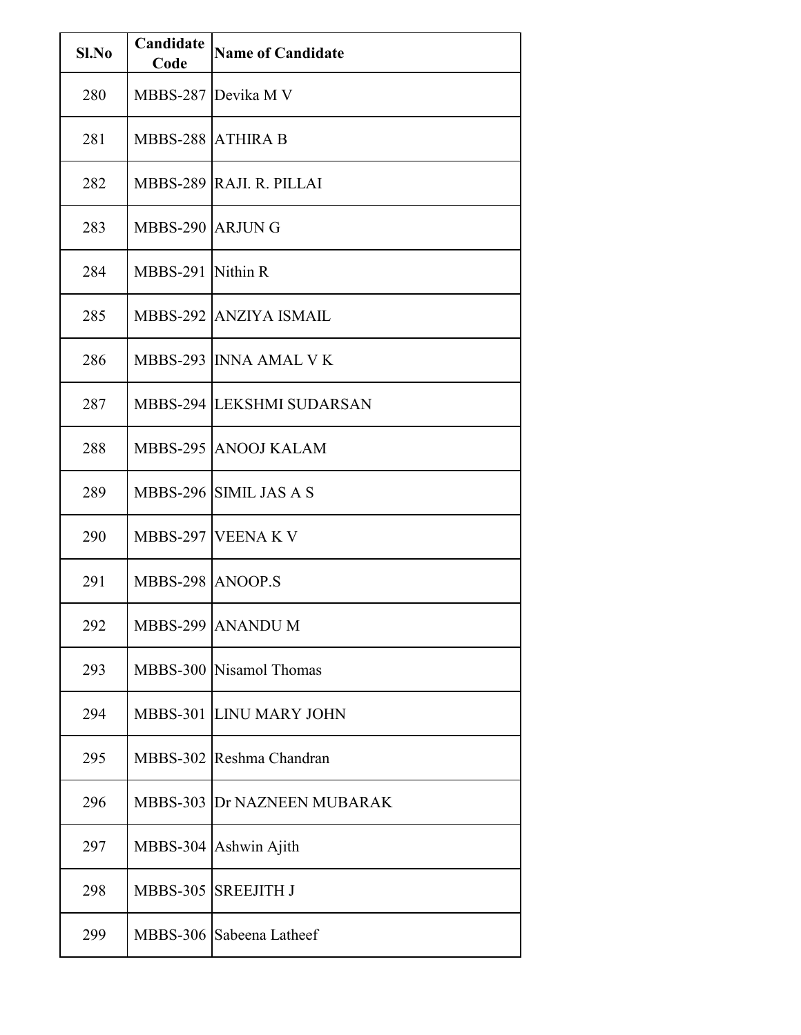| Sl.No | Candidate Code | Name of Candidate |
|---|---|---|
| 280 | MBBS-287 | Devika M V |
| 281 | MBBS-288 | ATHIRA B |
| 282 | MBBS-289 | RAJI. R. PILLAI |
| 283 | MBBS-290 | ARJUN G |
| 284 | MBBS-291 | Nithin R |
| 285 | MBBS-292 | ANZIYA ISMAIL |
| 286 | MBBS-293 | INNA AMAL V K |
| 287 | MBBS-294 | LEKSHMI SUDARSAN |
| 288 | MBBS-295 | ANOOJ KALAM |
| 289 | MBBS-296 | SIMIL JAS A S |
| 290 | MBBS-297 | VEENA K V |
| 291 | MBBS-298 | ANOOP.S |
| 292 | MBBS-299 | ANANDU M |
| 293 | MBBS-300 | Nisamol Thomas |
| 294 | MBBS-301 | LINU MARY JOHN |
| 295 | MBBS-302 | Reshma Chandran |
| 296 | MBBS-303 | Dr NAZNEEN MUBARAK |
| 297 | MBBS-304 | Ashwin Ajith |
| 298 | MBBS-305 | SREEJITH J |
| 299 | MBBS-306 | Sabeena Latheef |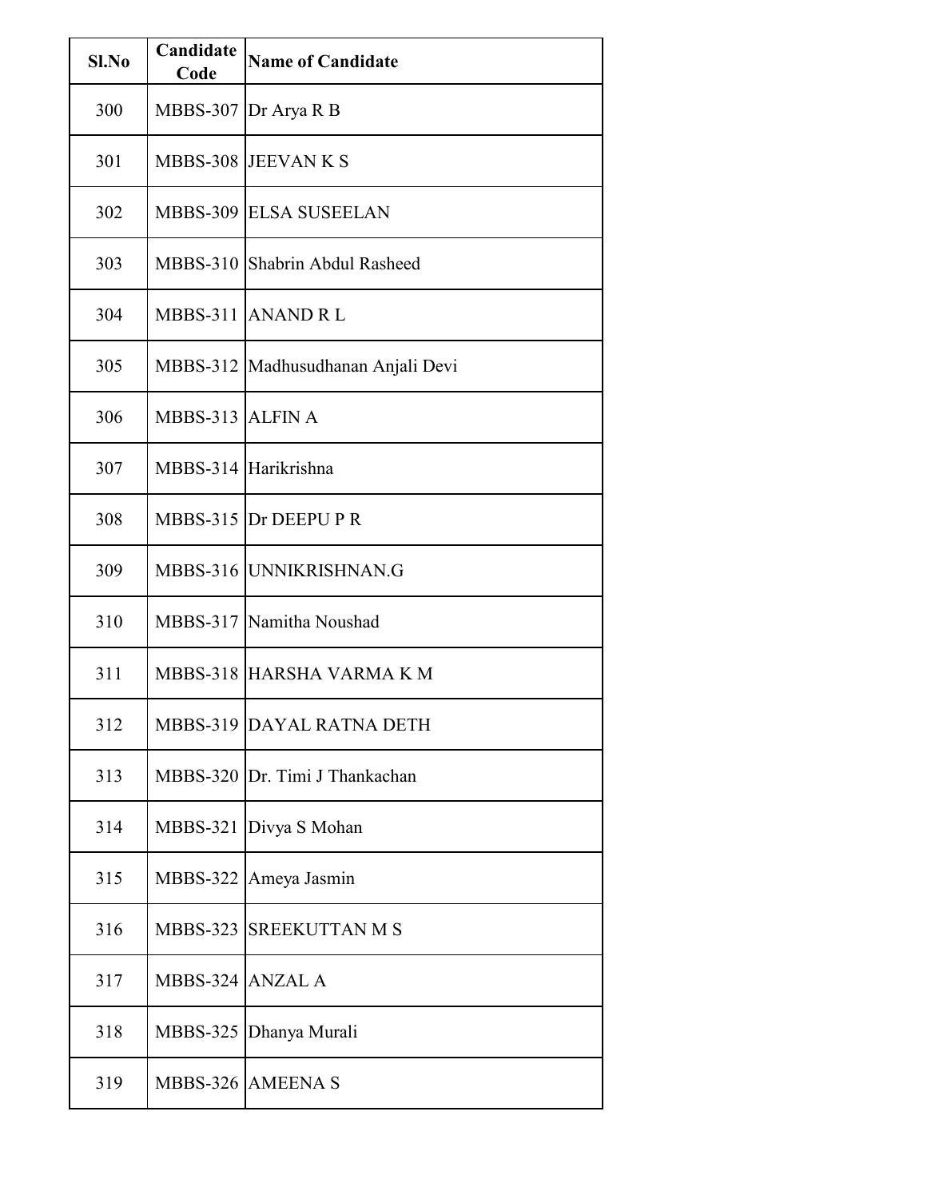| Sl.No | Candidate Code | Name of Candidate |
|---|---|---|
| 300 | MBBS-307 | Dr Arya R B |
| 301 | MBBS-308 | JEEVAN K S |
| 302 | MBBS-309 | ELSA SUSEELAN |
| 303 | MBBS-310 | Shabrin Abdul Rasheed |
| 304 | MBBS-311 | ANAND R L |
| 305 | MBBS-312 | Madhusudhanan Anjali Devi |
| 306 | MBBS-313 | ALFIN A |
| 307 | MBBS-314 | Harikrishna |
| 308 | MBBS-315 | Dr DEEPU P R |
| 309 | MBBS-316 | UNNIKRISHNAN.G |
| 310 | MBBS-317 | Namitha Noushad |
| 311 | MBBS-318 | HARSHA VARMA K M |
| 312 | MBBS-319 | DAYAL RATNA DETH |
| 313 | MBBS-320 | Dr. Timi J Thankachan |
| 314 | MBBS-321 | Divya S Mohan |
| 315 | MBBS-322 | Ameya Jasmin |
| 316 | MBBS-323 | SREEKUTTAN M S |
| 317 | MBBS-324 | ANZAL A |
| 318 | MBBS-325 | Dhanya Murali |
| 319 | MBBS-326 | AMEENA S |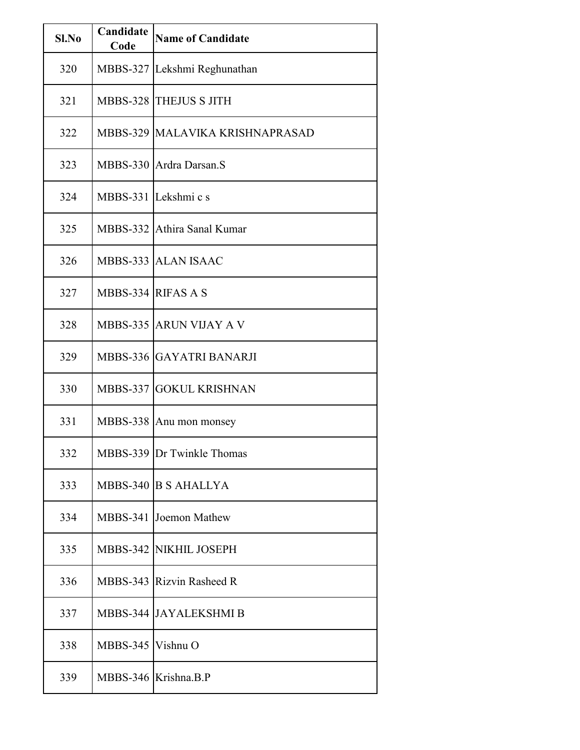| Sl.No | Candidate Code | Name of Candidate |
|---|---|---|
| 320 | MBBS-327 | Lekshmi Reghunathan |
| 321 | MBBS-328 | THEJUS S JITH |
| 322 | MBBS-329 | MALAVIKA KRISHNAPRASAD |
| 323 | MBBS-330 | Ardra Darsan.S |
| 324 | MBBS-331 | Lekshmi c s |
| 325 | MBBS-332 | Athira Sanal Kumar |
| 326 | MBBS-333 | ALAN ISAAC |
| 327 | MBBS-334 | RIFAS A S |
| 328 | MBBS-335 | ARUN VIJAY A V |
| 329 | MBBS-336 | GAYATRI BANARJI |
| 330 | MBBS-337 | GOKUL KRISHNAN |
| 331 | MBBS-338 | Anu mon monsey |
| 332 | MBBS-339 | Dr Twinkle Thomas |
| 333 | MBBS-340 | B S AHALLYA |
| 334 | MBBS-341 | Joemon Mathew |
| 335 | MBBS-342 | NIKHIL JOSEPH |
| 336 | MBBS-343 | Rizvin Rasheed R |
| 337 | MBBS-344 | JAYALEKSHMI B |
| 338 | MBBS-345 | Vishnu O |
| 339 | MBBS-346 | Krishna.B.P |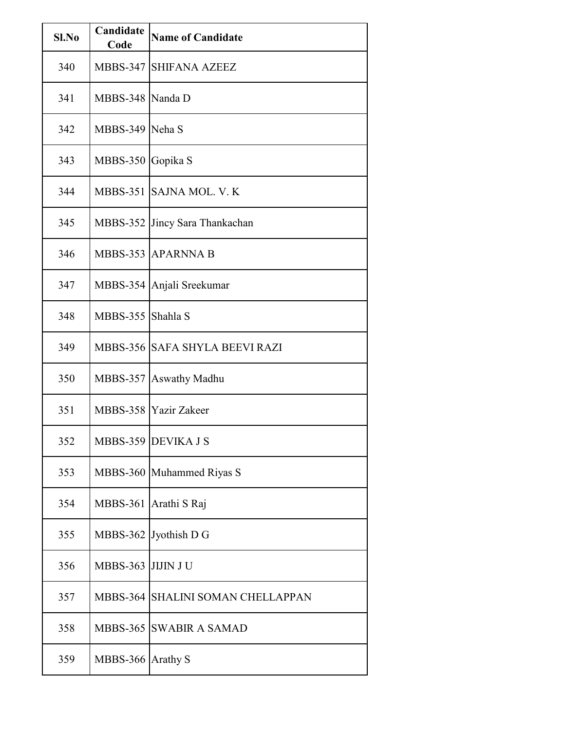| Sl.No | Candidate Code | Name of Candidate |
| --- | --- | --- |
| 340 | MBBS-347 | SHIFANA AZEEZ |
| 341 | MBBS-348 | Nanda D |
| 342 | MBBS-349 | Neha S |
| 343 | MBBS-350 | Gopika S |
| 344 | MBBS-351 | SAJNA MOL. V. K |
| 345 | MBBS-352 | Jincy Sara Thankachan |
| 346 | MBBS-353 | APARNNA B |
| 347 | MBBS-354 | Anjali Sreekumar |
| 348 | MBBS-355 | Shahla S |
| 349 | MBBS-356 | SAFA SHYLA BEEVI RAZI |
| 350 | MBBS-357 | Aswathy Madhu |
| 351 | MBBS-358 | Yazir Zakeer |
| 352 | MBBS-359 | DEVIKA J S |
| 353 | MBBS-360 | Muhammed Riyas S |
| 354 | MBBS-361 | Arathi S Raj |
| 355 | MBBS-362 | Jyothish D G |
| 356 | MBBS-363 | JIJIN J U |
| 357 | MBBS-364 | SHALINI SOMAN CHELLAPPAN |
| 358 | MBBS-365 | SWABIR A SAMAD |
| 359 | MBBS-366 | Arathy S |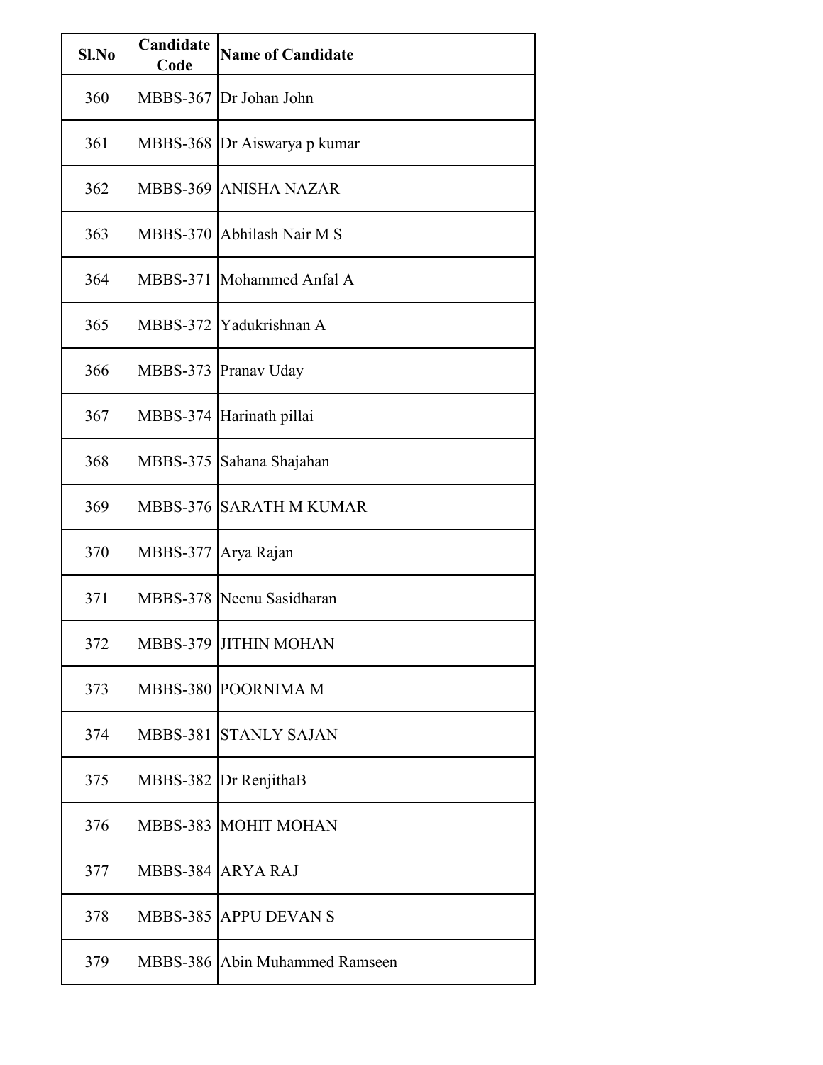| Sl.No | Candidate Code | Name of Candidate |
|---|---|---|
| 360 | MBBS-367 | Dr Johan John |
| 361 | MBBS-368 | Dr Aiswarya p kumar |
| 362 | MBBS-369 | ANISHA NAZAR |
| 363 | MBBS-370 | Abhilash Nair M S |
| 364 | MBBS-371 | Mohammed Anfal A |
| 365 | MBBS-372 | Yadukrishnan A |
| 366 | MBBS-373 | Pranav Uday |
| 367 | MBBS-374 | Harinath pillai |
| 368 | MBBS-375 | Sahana Shajahan |
| 369 | MBBS-376 | SARATH M KUMAR |
| 370 | MBBS-377 | Arya Rajan |
| 371 | MBBS-378 | Neenu Sasidharan |
| 372 | MBBS-379 | JITHIN MOHAN |
| 373 | MBBS-380 | POORNIMA M |
| 374 | MBBS-381 | STANLY SAJAN |
| 375 | MBBS-382 | Dr RenjithaB |
| 376 | MBBS-383 | MOHIT MOHAN |
| 377 | MBBS-384 | ARYA RAJ |
| 378 | MBBS-385 | APPU DEVAN S |
| 379 | MBBS-386 | Abin Muhammed Ramseen |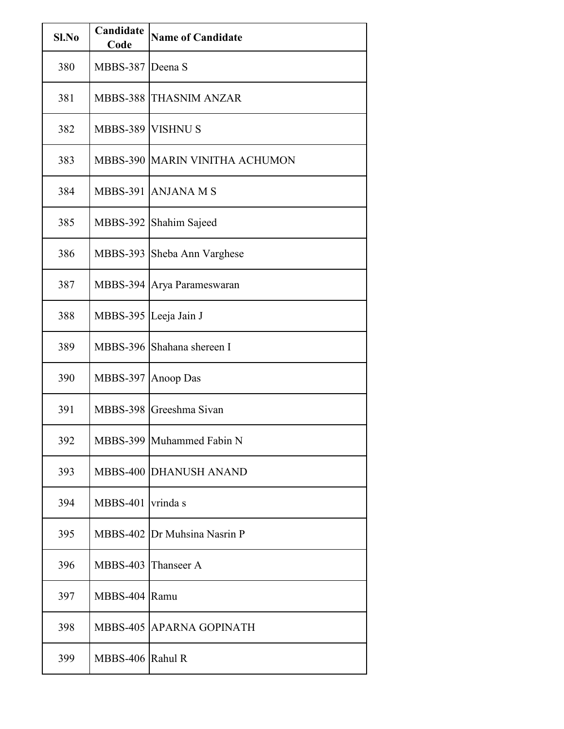| Sl.No | Candidate Code | Name of Candidate |
|---|---|---|
| 380 | MBBS-387 | Deena S |
| 381 | MBBS-388 | THASNIM ANZAR |
| 382 | MBBS-389 | VISHNU S |
| 383 | MBBS-390 | MARIN VINITHA ACHUMON |
| 384 | MBBS-391 | ANJANA M S |
| 385 | MBBS-392 | Shahim Sajeed |
| 386 | MBBS-393 | Sheba Ann Varghese |
| 387 | MBBS-394 | Arya Parameswaran |
| 388 | MBBS-395 | Leeja Jain J |
| 389 | MBBS-396 | Shahana shereen I |
| 390 | MBBS-397 | Anoop Das |
| 391 | MBBS-398 | Greeshma Sivan |
| 392 | MBBS-399 | Muhammed Fabin N |
| 393 | MBBS-400 | DHANUSH ANAND |
| 394 | MBBS-401 | vrinda s |
| 395 | MBBS-402 | Dr Muhsina Nasrin P |
| 396 | MBBS-403 | Thanseer A |
| 397 | MBBS-404 | Ramu |
| 398 | MBBS-405 | APARNA GOPINATH |
| 399 | MBBS-406 | Rahul R |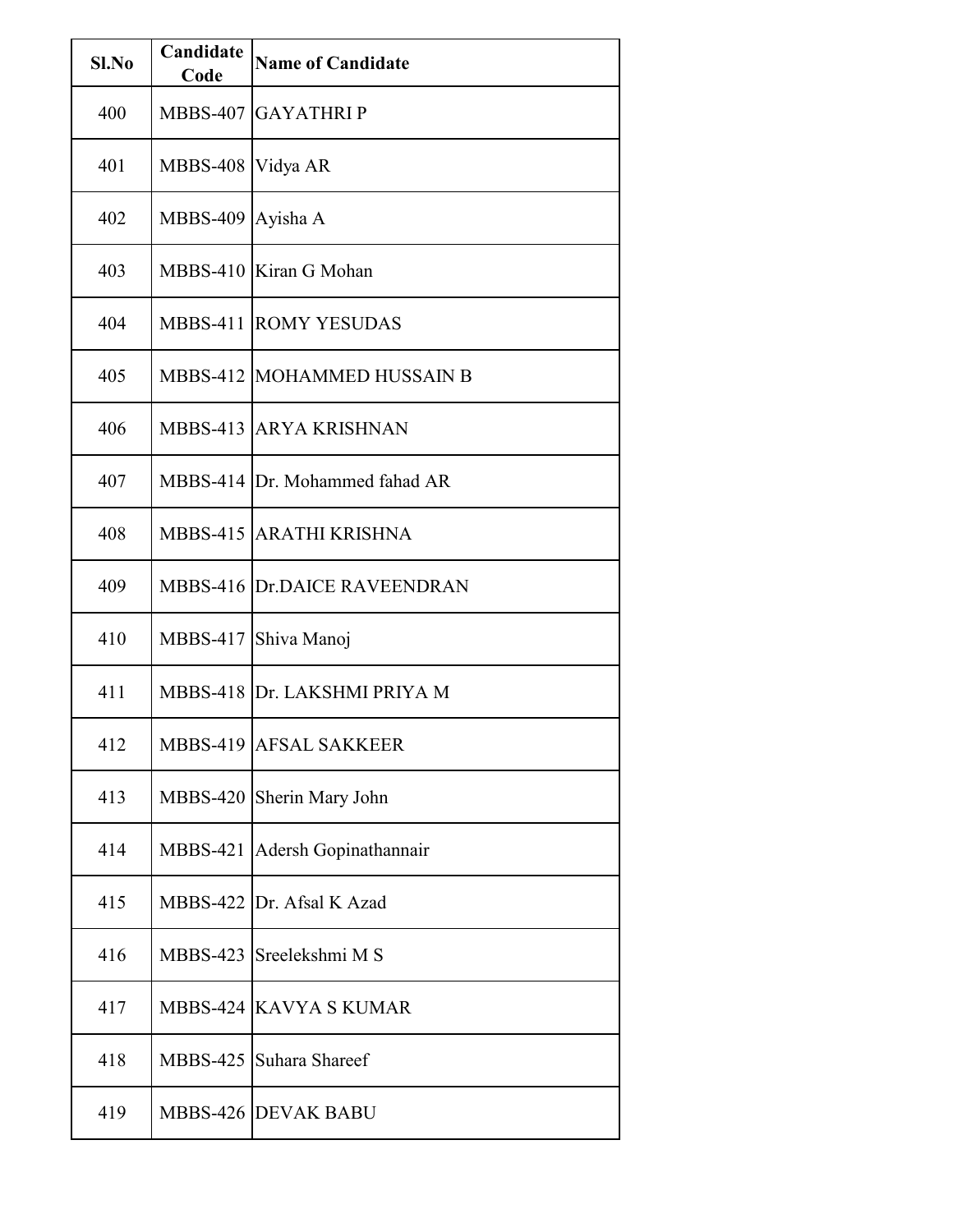| Sl.No | Candidate Code | Name of Candidate |
| --- | --- | --- |
| 400 | MBBS-407 | GAYATHRI P |
| 401 | MBBS-408 | Vidya AR |
| 402 | MBBS-409 | Ayisha A |
| 403 | MBBS-410 | Kiran G Mohan |
| 404 | MBBS-411 | ROMY YESUDAS |
| 405 | MBBS-412 | MOHAMMED HUSSAIN B |
| 406 | MBBS-413 | ARYA KRISHNAN |
| 407 | MBBS-414 | Dr. Mohammed fahad AR |
| 408 | MBBS-415 | ARATHI KRISHNA |
| 409 | MBBS-416 | Dr.DAICE RAVEENDRAN |
| 410 | MBBS-417 | Shiva Manoj |
| 411 | MBBS-418 | Dr. LAKSHMI PRIYA M |
| 412 | MBBS-419 | AFSAL SAKKEER |
| 413 | MBBS-420 | Sherin Mary John |
| 414 | MBBS-421 | Adersh Gopinathannair |
| 415 | MBBS-422 | Dr. Afsal K Azad |
| 416 | MBBS-423 | Sreelekshmi M S |
| 417 | MBBS-424 | KAVYA S KUMAR |
| 418 | MBBS-425 | Suhara Shareef |
| 419 | MBBS-426 | DEVAK BABU |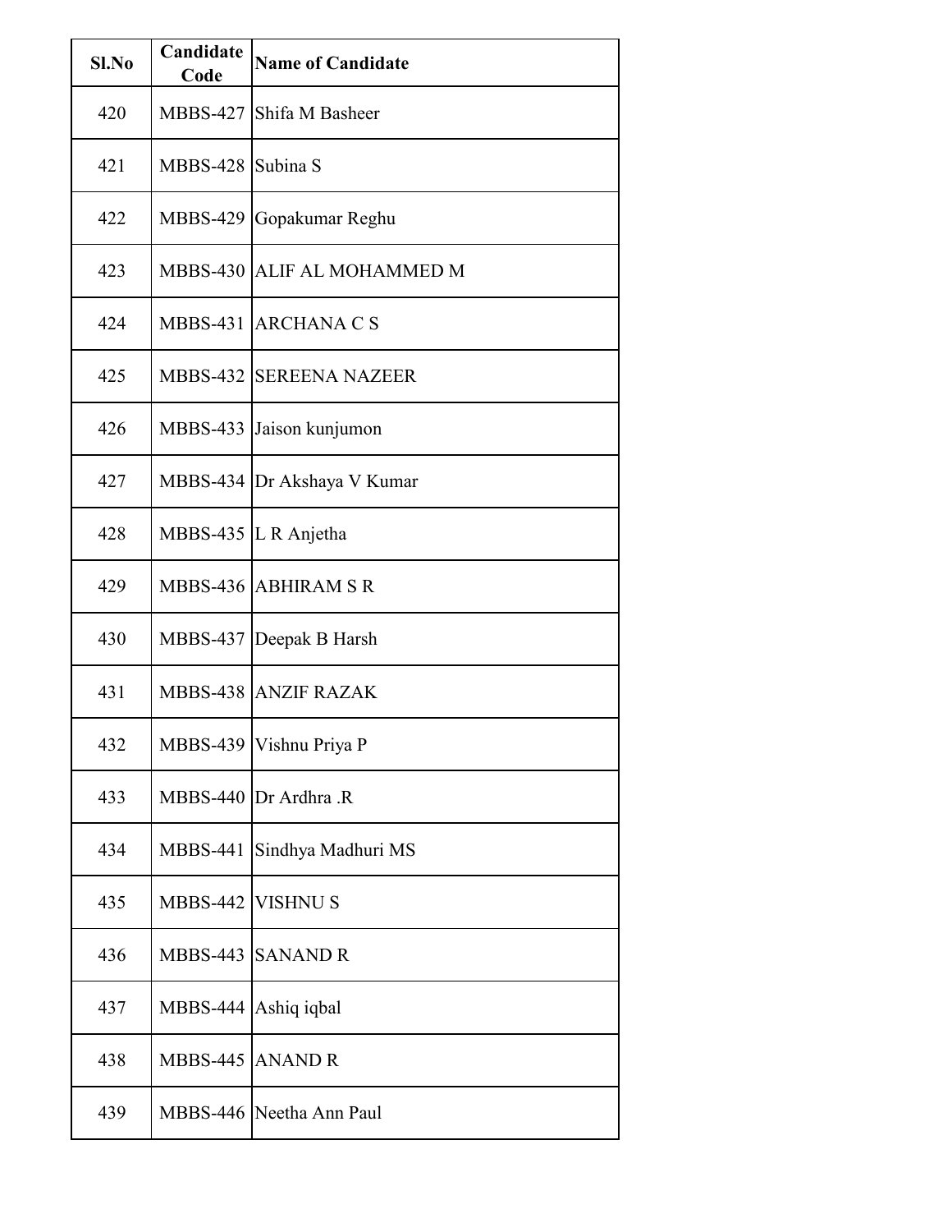| Sl.No | Candidate Code | Name of Candidate |
|---|---|---|
| 420 | MBBS-427 | Shifa M Basheer |
| 421 | MBBS-428 | Subina S |
| 422 | MBBS-429 | Gopakumar Reghu |
| 423 | MBBS-430 | ALIF AL MOHAMMED M |
| 424 | MBBS-431 | ARCHANA C S |
| 425 | MBBS-432 | SEREENA NAZEER |
| 426 | MBBS-433 | Jaison kunjumon |
| 427 | MBBS-434 | Dr Akshaya V Kumar |
| 428 | MBBS-435 | L R Anjetha |
| 429 | MBBS-436 | ABHIRAM S R |
| 430 | MBBS-437 | Deepak B Harsh |
| 431 | MBBS-438 | ANZIF RAZAK |
| 432 | MBBS-439 | Vishnu Priya P |
| 433 | MBBS-440 | Dr Ardhra .R |
| 434 | MBBS-441 | Sindhya Madhuri MS |
| 435 | MBBS-442 | VISHNU S |
| 436 | MBBS-443 | SANAND R |
| 437 | MBBS-444 | Ashiq iqbal |
| 438 | MBBS-445 | ANAND R |
| 439 | MBBS-446 | Neetha Ann Paul |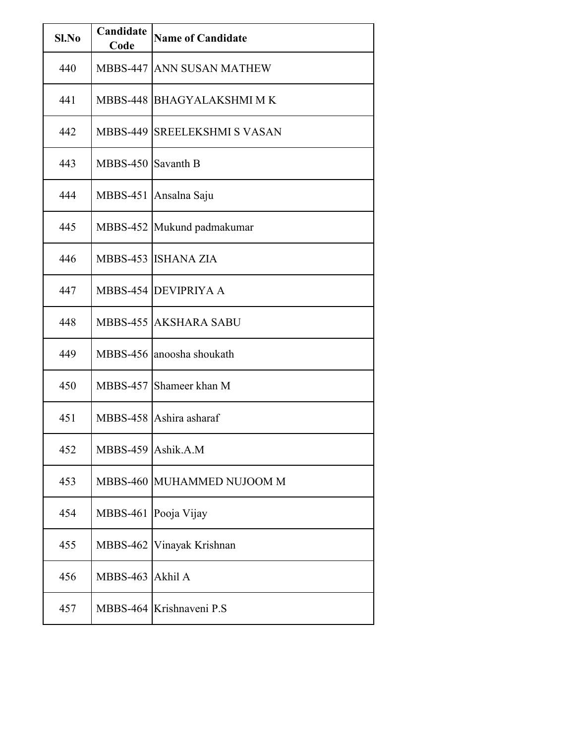| Sl.No | Candidate Code | Name of Candidate |
|---|---|---|
| 440 | MBBS-447 | ANN SUSAN MATHEW |
| 441 | MBBS-448 | BHAGYALAKSHMI M K |
| 442 | MBBS-449 | SREELEKSHMI S VASAN |
| 443 | MBBS-450 | Savanth B |
| 444 | MBBS-451 | Ansalna Saju |
| 445 | MBBS-452 | Mukund padmakumar |
| 446 | MBBS-453 | ISHANA ZIA |
| 447 | MBBS-454 | DEVIPRIYA A |
| 448 | MBBS-455 | AKSHARA SABU |
| 449 | MBBS-456 | anoosha shoukath |
| 450 | MBBS-457 | Shameer khan M |
| 451 | MBBS-458 | Ashira asharaf |
| 452 | MBBS-459 | Ashik.A.M |
| 453 | MBBS-460 | MUHAMMED NUJOOM M |
| 454 | MBBS-461 | Pooja Vijay |
| 455 | MBBS-462 | Vinayak Krishnan |
| 456 | MBBS-463 | Akhil A |
| 457 | MBBS-464 | Krishnaveni P.S |